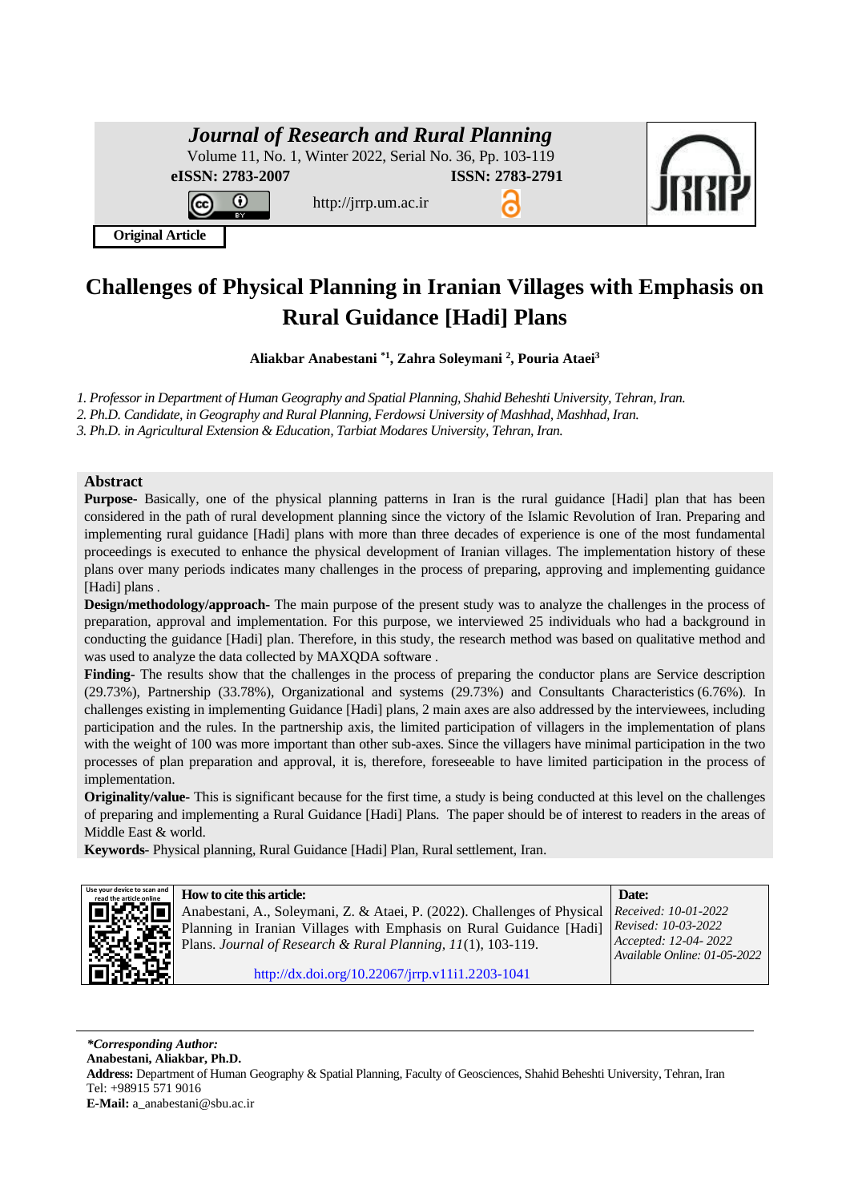**Journal of Research and Rural Planning**

Volume 11, No. 1, Winter 2022, Serial No. 36, Pp. 103-119

**eISSN: 2783-2007** **ISSN: 2783-2791**

http://jrrp.um.ac.ir

**Original Article**

# Challenges of Physical Planning in Iranian Villages with Emphasis on Rural Guidance [Hadi] Plans

**Aliakbar Anabestani [*1], Zahra Soleymani [2], Pouria Ataei[3]**

*1. Professor in Department of Human Geography and Spatial Planning, Shahid Beheshti University, Tehran, Iran.*

*2. Ph.D. Candidate, in Geography and Rural Planning, Ferdowsi University of Mashhad, Mashhad, Iran.*

*3. Ph.D. in Agricultural Extension & Education, Tarbiat Modares University, Tehran, Iran.*

## Abstract

**Purpose-** Basically, one of the physical planning patterns in Iran is the rural guidance [Hadi] plan that has been considered in the path of rural development planning since the victory of the Islamic Revolution of Iran. Preparing and implementing rural guidance [Hadi] plans with more than three decades of experience is one of the most fundamental proceedings is executed to enhance the physical development of Iranian villages. The implementation history of these plans over many periods indicates many challenges in the process of preparing, approving and implementing guidance [Hadi] plans .

**Design/methodology/approach-** The main purpose of the present study was to analyze the challenges in the process of preparation, approval and implementation. For this purpose, we interviewed 25 individuals who had a background in conducting the guidance [Hadi] plan. Therefore, in this study, the research method was based on qualitative method and was used to analyze the data collected by MAXQDA software .

**Finding-** The results show that the challenges in the process of preparing the conductor plans are Service description (29.73%), Partnership (33.78%), Organizational and systems (29.73%) and Consultants Characteristics (6.76%). In challenges existing in implementing Guidance [Hadi] plans, 2 main axes are also addressed by the interviewees, including participation and the rules. In the partnership axis, the limited participation of villagers in the implementation of plans with the weight of 100 was more important than other sub-axes. Since the villagers have minimal participation in the two processes of plan preparation and approval, it is, therefore, foreseeable to have limited participation in the process of implementation.

**Originality/value-** This is significant because for the first time, a study is being conducted at this level on the challenges of preparing and implementing a Rural Guidance [Hadi] Plans. The paper should be of interest to readers in the areas of Middle East & world.

**Keywords**- Physical planning, Rural Guidance [Hadi] Plan, Rural settlement, Iran.

| **How to cite this article:** | **Date:** |
|---|---|
| Anabestani, A., Soleymani, Z. & Ataei, P. (2022). Challenges of Physical Planning in Iranian Villages with Emphasis on Rural Guidance [Hadi] Plans. *Journal of Research & Rural Planning, 11*(1), 103-119. http://dx.doi.org/10.22067/jrrp.v11i1.2203-1041 | *Received: 10-01-2022* *Revised: 10-03-2022* *Accepted: 12-04- 2022* *Available Online: 01-05-2022* |

***Corresponding Author:***

**Anabestani, Aliakbar, Ph.D.**

**Address:** Department of Human Geography & Spatial Planning, Faculty of Geosciences, Shahid Beheshti University, Tehran, Iran

Tel: +98915 571 9016

**E-Mail:** a_anabestani@sbu.ac.ir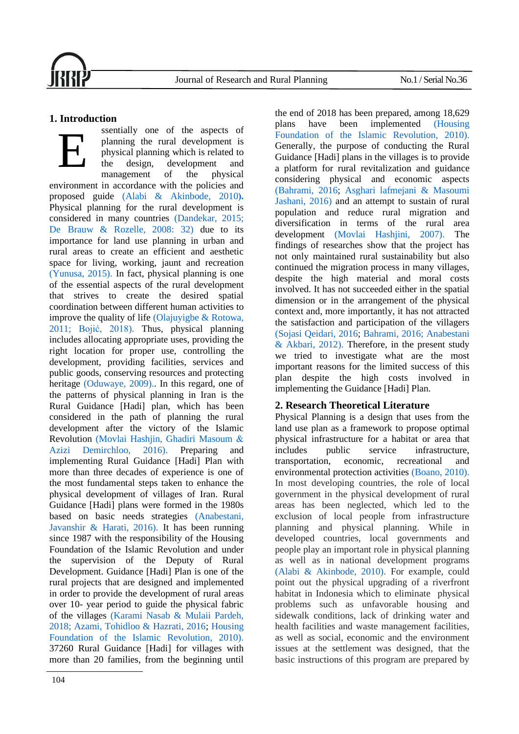## 1. Introduction

Essentially one of the aspects of planning the rural development is physical planning which is related to the design, development and management of the physical environment in accordance with the policies and proposed guide (Alabi & Akinbode, 2010). Physical planning for the rural development is considered in many countries (Dandekar, 2015; De Brauw & Rozelle, 2008: 32) due to its importance for land use planning in urban and rural areas to create an efficient and aesthetic space for living, working, jaunt and recreation (Yunusa, 2015). In fact, physical planning is one of the essential aspects of the rural development that strives to create the desired spatial coordination between different human activities to improve the quality of life (Olajuyigbe & Rotowa, 2011; Bojić, 2018). Thus, physical planning includes allocating appropriate uses, providing the right location for proper use, controlling the development, providing facilities, services and public goods, conserving resources and protecting heritage (Oduwaye, 2009).. In this regard, one of the patterns of physical planning in Iran is the Rural Guidance [Hadi] plan, which has been considered in the path of planning the rural development after the victory of the Islamic Revolution (Movlai Hashjin, Ghadiri Masoum & Azizi Demirchloo, 2016). Preparing and implementing Rural Guidance [Hadi] Plan with more than three decades of experience is one of the most fundamental steps taken to enhance the physical development of villages of Iran. Rural Guidance [Hadi] plans were formed in the 1980s based on basic needs strategies (Anabestani, Javanshir & Harati, 2016). It has been running since 1987 with the responsibility of the Housing Foundation of the Islamic Revolution and under the supervision of the Deputy of Rural Development. Guidance [Hadi] Plan is one of the rural projects that are designed and implemented in order to provide the development of rural areas over 10- year period to guide the physical fabric of the villages (Karami Nasab & Mulaii Pardeh, 2018; Azami, Tohidloo & Hazrati, 2016; Housing Foundation of the Islamic Revolution, 2010). 37260 Rural Guidance [Hadi] for villages with more than 20 families, from the beginning until the end of 2018 has been prepared, among 18,629 plans have been implemented (Housing Foundation of the Islamic Revolution, 2010). Generally, the purpose of conducting the Rural Guidance [Hadi] plans in the villages is to provide a platform for rural revitalization and guidance considering physical and economic aspects (Bahrami, 2016; Asghari lafmejani & Masoumi Jashani, 2016) and an attempt to sustain of rural population and reduce rural migration and diversification in terms of the rural area development (Movlai Hashjini, 2007). The findings of researches show that the project has not only maintained rural sustainability but also continued the migration process in many villages, despite the high material and moral costs involved. It has not succeeded either in the spatial dimension or in the arrangement of the physical context and, more importantly, it has not attracted the satisfaction and participation of the villagers (Sojasi Qeidari, 2016; Bahrami, 2016; Anabestani & Akbari, 2012). Therefore, in the present study we tried to investigate what are the most important reasons for the limited success of this plan despite the high costs involved in implementing the Guidance [Hadi] Plan.

## 2. Research Theoretical Literature

Physical Planning is a design that uses from the land use plan as a framework to propose optimal physical infrastructure for a habitat or area that includes public service infrastructure, transportation, economic, recreational and environmental protection activities (Boano, 2010). In most developing countries, the role of local government in the physical development of rural areas has been neglected, which led to the exclusion of local people from infrastructure planning and physical planning. While in developed countries, local governments and people play an important role in physical planning as well as in national development programs (Alabi & Akinbode, 2010). For example, could point out the physical upgrading of a riverfront habitat in Indonesia which to eliminate physical problems such as unfavorable housing and sidewalk conditions, lack of drinking water and health facilities and waste management facilities, as well as social, economic and the environment issues at the settlement was designed, that the basic instructions of this program are prepared by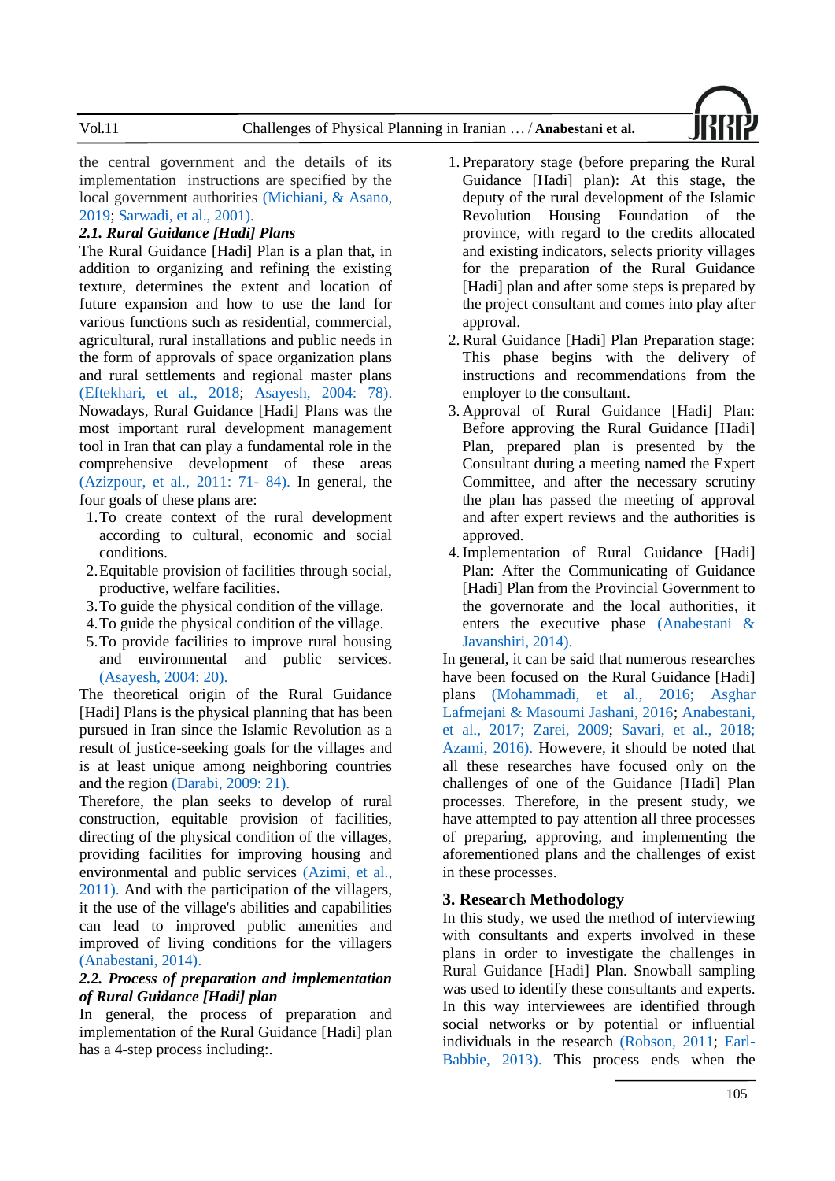the central government and the details of its implementation instructions are specified by the local government authorities (Michiani, & Asano, 2019; Sarwadi, et al., 2001).

### 2.1. Rural Guidance [Hadi] Plans

The Rural Guidance [Hadi] Plan is a plan that, in addition to organizing and refining the existing texture, determines the extent and location of future expansion and how to use the land for various functions such as residential, commercial, agricultural, rural installations and public needs in the form of approvals of space organization plans and rural settlements and regional master plans (Eftekhari, et al., 2018; Asayesh, 2004: 78). Nowadays, Rural Guidance [Hadi] Plans was the most important rural development management tool in Iran that can play a fundamental role in the comprehensive development of these areas (Azizpour, et al., 2011: 71- 84). In general, the four goals of these plans are:

1. To create context of the rural development according to cultural, economic and social conditions.
2. Equitable provision of facilities through social, productive, welfare facilities.
3. To guide the physical condition of the village.
4. To guide the physical condition of the village.
5. To provide facilities to improve rural housing and environmental and public services. (Asayesh, 2004: 20).

The theoretical origin of the Rural Guidance [Hadi] Plans is the physical planning that has been pursued in Iran since the Islamic Revolution as a result of justice-seeking goals for the villages and is at least unique among neighboring countries and the region (Darabi, 2009: 21).

Therefore, the plan seeks to develop of rural construction, equitable provision of facilities, directing of the physical condition of the villages, providing facilities for improving housing and environmental and public services (Azimi, et al., 2011). And with the participation of the villagers, it the use of the village's abilities and capabilities can lead to improved public amenities and improved of living conditions for the villagers (Anabestani, 2014).

### 2.2. Process of preparation and implementation of Rural Guidance [Hadi] plan

In general, the process of preparation and implementation of the Rural Guidance [Hadi] plan has a 4-step process including:.

1. Preparatory stage (before preparing the Rural Guidance [Hadi] plan): At this stage, the deputy of the rural development of the Islamic Revolution Housing Foundation of the province, with regard to the credits allocated and existing indicators, selects priority villages for the preparation of the Rural Guidance [Hadi] plan and after some steps is prepared by the project consultant and comes into play after approval.
2. Rural Guidance [Hadi] Plan Preparation stage: This phase begins with the delivery of instructions and recommendations from the employer to the consultant.
3. Approval of Rural Guidance [Hadi] Plan: Before approving the Rural Guidance [Hadi] Plan, prepared plan is presented by the Consultant during a meeting named the Expert Committee, and after the necessary scrutiny the plan has passed the meeting of approval and after expert reviews and the authorities is approved.
4. Implementation of Rural Guidance [Hadi] Plan: After the Communicating of Guidance [Hadi] Plan from the Provincial Government to the governorate and the local authorities, it enters the executive phase (Anabestani & Javanshiri, 2014).

In general, it can be said that numerous researches have been focused on the Rural Guidance [Hadi] plans (Mohammadi, et al., 2016; Asghar Lafmejani & Masoumi Jashani, 2016; Anabestani, et al., 2017; Zarei, 2009; Savari, et al., 2018; Azami, 2016). Howevere, it should be noted that all these researches have focused only on the challenges of one of the Guidance [Hadi] Plan processes. Therefore, in the present study, we have attempted to pay attention all three processes of preparing, approving, and implementing the aforementioned plans and the challenges of exist in these processes.

## 3. Research Methodology

In this study, we used the method of interviewing with consultants and experts involved in these plans in order to investigate the challenges in Rural Guidance [Hadi] Plan. Snowball sampling was used to identify these consultants and experts. In this way interviewees are identified through social networks or by potential or influential individuals in the research (Robson, 2011; Earl-Babbie, 2013). This process ends when the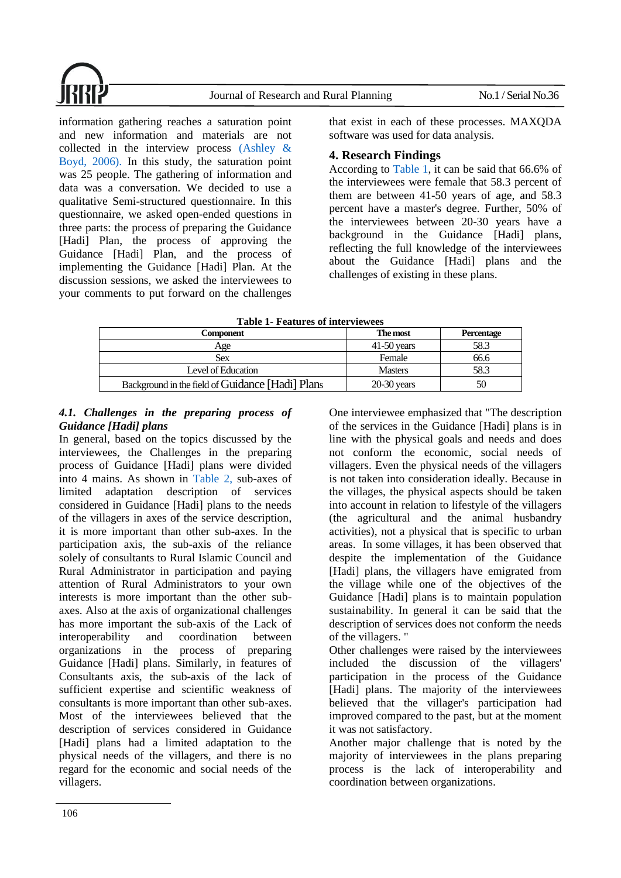information gathering reaches a saturation point and new information and materials are not collected in the interview process (Ashley & Boyd, 2006). In this study, the saturation point was 25 people. The gathering of information and data was a conversation. We decided to use a qualitative Semi-structured questionnaire. In this questionnaire, we asked open-ended questions in three parts: the process of preparing the Guidance [Hadi] Plan, the process of approving the Guidance [Hadi] Plan, and the process of implementing the Guidance [Hadi] Plan. At the discussion sessions, we asked the interviewees to your comments to put forward on the challenges that exist in each of these processes. MAXQDA software was used for data analysis.

## 4. Research Findings

According to Table 1, it can be said that 66.6% of the interviewees were female that 58.3 percent of them are between 41-50 years of age, and 58.3 percent have a master's degree. Further, 50% of the interviewees between 20-30 years have a background in the Guidance [Hadi] plans, reflecting the full knowledge of the interviewees about the Guidance [Hadi] plans and the challenges of existing in these plans.

**Table 1- Features of interviewees**

| Component | The most | Percentage |
|---|---|---|
| Age | 41-50 years | 58.3 |
| Sex | Female | 66.6 |
| Level of Education | Masters | 58.3 |
| Background in the field of Guidance [Hadi] Plans | 20-30 years | 50 |

### *4.1. Challenges in the preparing process of Guidance [Hadi] plans*

In general, based on the topics discussed by the interviewees, the Challenges in the preparing process of Guidance [Hadi] plans were divided into 4 mains. As shown in Table 2, sub-axes of limited adaptation description of services considered in Guidance [Hadi] plans to the needs of the villagers in axes of the service description, it is more important than other sub-axes. In the participation axis, the sub-axis of the reliance solely of consultants to Rural Islamic Council and Rural Administrator in participation and paying attention of Rural Administrators to your own interests is more important than the other sub-axes. Also at the axis of organizational challenges has more important the sub-axis of the Lack of interoperability and coordination between organizations in the process of preparing Guidance [Hadi] plans. Similarly, in features of Consultants axis, the sub-axis of the lack of sufficient expertise and scientific weakness of consultants is more important than other sub-axes. Most of the interviewees believed that the description of services considered in Guidance [Hadi] plans had a limited adaptation to the physical needs of the villagers, and there is no regard for the economic and social needs of the villagers.

One interviewee emphasized that "The description of the services in the Guidance [Hadi] plans is in line with the physical goals and needs and does not conform the economic, social needs of villagers. Even the physical needs of the villagers is not taken into consideration ideally. Because in the villages, the physical aspects should be taken into account in relation to lifestyle of the villagers (the agricultural and the animal husbandry activities), not a physical that is specific to urban areas. In some villages, it has been observed that despite the implementation of the Guidance [Hadi] plans, the villagers have emigrated from the village while one of the objectives of the Guidance [Hadi] plans is to maintain population sustainability. In general it can be said that the description of services does not conform the needs of the villagers. "

Other challenges were raised by the interviewees included the discussion of the villagers' participation in the process of the Guidance [Hadi] plans. The majority of the interviewees believed that the villager's participation had improved compared to the past, but at the moment it was not satisfactory.

Another major challenge that is noted by the majority of interviewees in the plans preparing process is the lack of interoperability and coordination between organizations.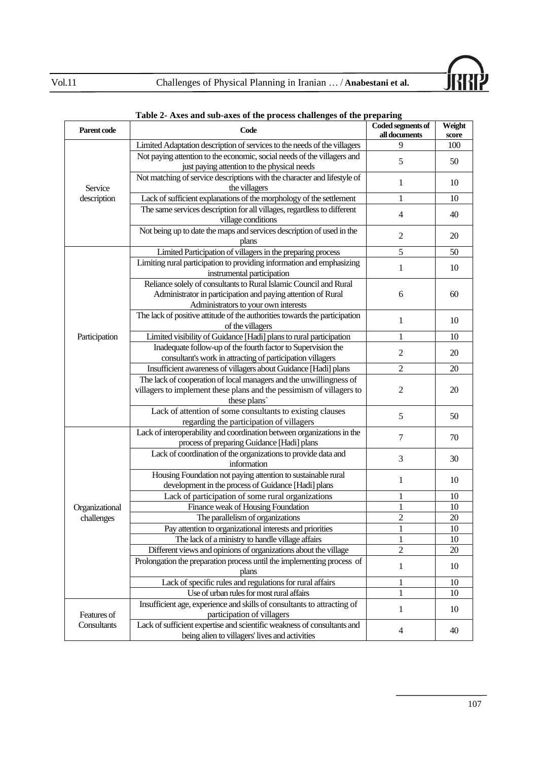**Table 2- Axes and sub-axes of the process challenges of the preparing**

| Parent code | Code | Coded segments of all documents | Weight score |
|---|---|---|---|
| Service description | Limited Adaptation description of services to the needs of the villagers | 9 | 100 |
| | Not paying attention to the economic, social needs of the villagers and just paying attention to the physical needs | 5 | 50 |
| | Not matching of service descriptions with the character and lifestyle of the villagers | 1 | 10 |
| | Lack of sufficient explanations of the morphology of the settlement | 1 | 10 |
| | The same services description for all villages, regardless to different village conditions | 4 | 40 |
| | Not being up to date the maps and services description of used in the plans | 2 | 20 |
| Participation | Limited Participation of villagers in the preparing process | 5 | 50 |
| | Limiting rural participation to providing information and emphasizing instrumental participation | 1 | 10 |
| | Reliance solely of consultants to Rural Islamic Council and Rural Administrator in participation and paying attention of Rural Administrators to your own interests | 6 | 60 |
| | The lack of positive attitude of the authorities towards the participation of the villagers | 1 | 10 |
| | Limited visibility of Guidance [Hadi] plans to rural participation | 1 | 10 |
| | Inadequate follow-up of the fourth factor to Supervision the consultant's work in attracting of participation villagers | 2 | 20 |
| | Insufficient awareness of villagers about Guidance [Hadi] plans | 2 | 20 |
| | The lack of cooperation of local managers and the unwillingness of villagers to implement these plans and the pessimism of villagers to these plans` | 2 | 20 |
| | Lack of attention of some consultants to existing clauses regarding the participation of villagers | 5 | 50 |
| Organizational challenges | Lack of interoperability and coordination between organizations in the process of preparing Guidance [Hadi] plans | 7 | 70 |
| | Lack of coordination of the organizations to provide data and information | 3 | 30 |
| | Housing Foundation not paying attention to sustainable rural development in the process of Guidance [Hadi] plans | 1 | 10 |
| | Lack of participation of some rural organizations | 1 | 10 |
| | Finance weak of Housing Foundation | 1 | 10 |
| | The parallelism of organizations | 2 | 20 |
| | Pay attention to organizational interests and priorities | 1 | 10 |
| | The lack of a ministry to handle village affairs | 1 | 10 |
| | Different views and opinions of organizations about the village | 2 | 20 |
| | Prolongation the preparation process until the implementing process of plans | 1 | 10 |
| | Lack of specific rules and regulations for rural affairs | 1 | 10 |
| | Use of urban rules for most rural affairs | 1 | 10 |
| Features of Consultants | Insufficient age, experience and skills of consultants to attracting of participation of villagers | 1 | 10 |
| | Lack of sufficient expertise and scientific weakness of consultants and being alien to villagers' lives and activities | 4 | 40 |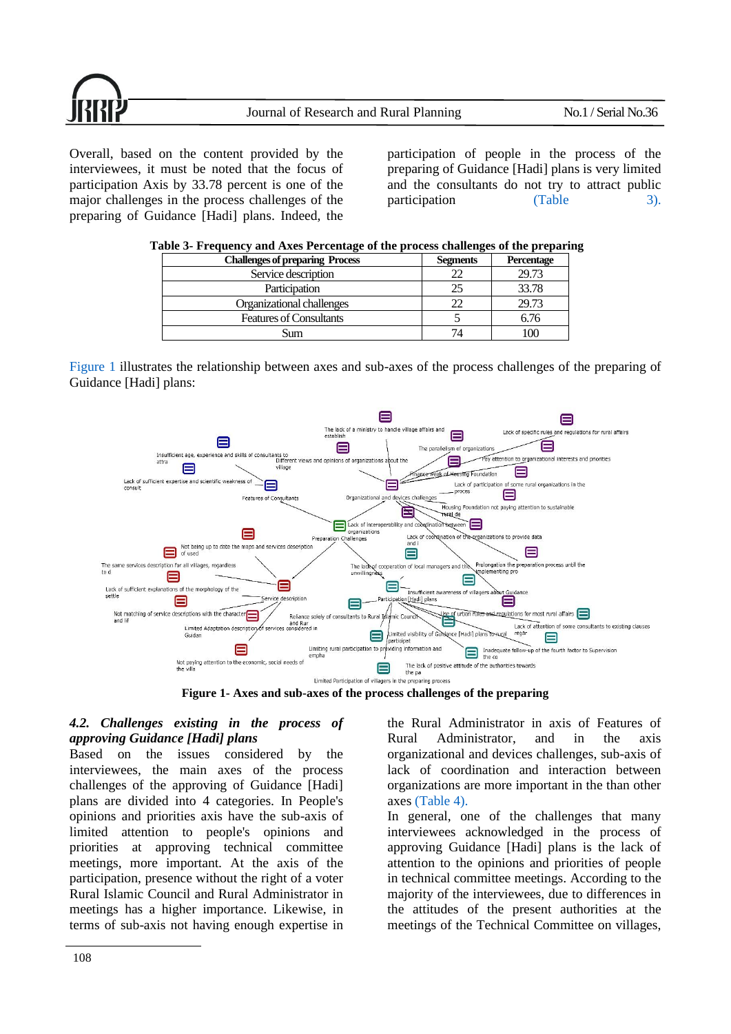Overall, based on the content provided by the interviewees, it must be noted that the focus of participation Axis by 33.78 percent is one of the major challenges in the process challenges of the preparing of Guidance [Hadi] plans. Indeed, the participation of people in the process of the preparing of Guidance [Hadi] plans is very limited and the consultants do not try to attract public participation (Table 3).

**Table 3- Frequency and Axes Percentage of the process challenges of the preparing**

| Challenges of preparing Process | Segments | Percentage |
|---|---|---|
| Service description | 22 | 29.73 |
| Participation | 25 | 33.78 |
| Organizational challenges | 22 | 29.73 |
| Features of Consultants | 5 | 6.76 |
| Sum | 74 | 100 |

Figure 1 illustrates the relationship between axes and sub-axes of the process challenges of the preparing of Guidance [Hadi] plans:

**Figure 1- Axes and sub-axes of the process challenges of the preparing**

### *4.2. Challenges existing in the process of approving Guidance [Hadi] plans*

Based on the issues considered by the interviewees, the main axes of the process challenges of the approving of Guidance [Hadi] plans are divided into 4 categories. In People's opinions and priorities axis have the sub-axis of limited attention to people's opinions and priorities at approving technical committee meetings, more important. At the axis of the participation, presence without the right of a voter Rural Islamic Council and Rural Administrator in meetings has a higher importance. Likewise, in terms of sub-axis not having enough expertise in the Rural Administrator in axis of Features of Rural Administrator, and in the axis organizational and devices challenges, sub-axis of lack of coordination and interaction between organizations are more important in the than other axes (Table 4).

In general, one of the challenges that many interviewees acknowledged in the process of approving Guidance [Hadi] plans is the lack of attention to the opinions and priorities of people in technical committee meetings. According to the majority of the interviewees, due to differences in the attitudes of the present authorities at the meetings of the Technical Committee on villages,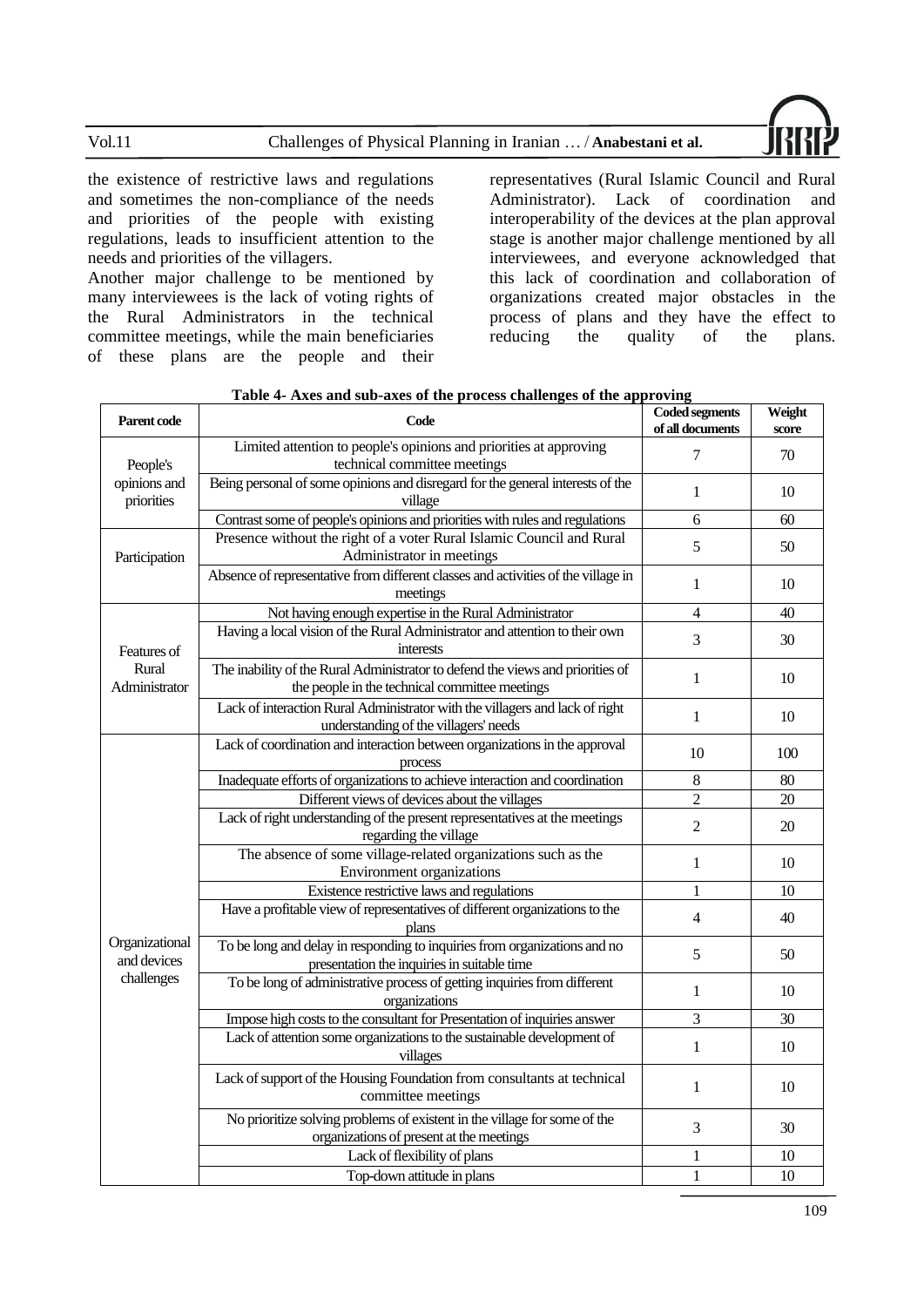the existence of restrictive laws and regulations and sometimes the non-compliance of the needs and priorities of the people with existing regulations, leads to insufficient attention to the needs and priorities of the villagers.

Another major challenge to be mentioned by many interviewees is the lack of voting rights of the Rural Administrators in the technical committee meetings, while the main beneficiaries of these plans are the people and their representatives (Rural Islamic Council and Rural Administrator). Lack of coordination and interoperability of the devices at the plan approval stage is another major challenge mentioned by all interviewees, and everyone acknowledged that this lack of coordination and collaboration of organizations created major obstacles in the process of plans and they have the effect to reducing the quality of the plans.

**Table 4- Axes and sub-axes of the process challenges of the approving**

| Parent code | Code | Coded segments of all documents | Weight score |
|---|---|---|---|
| People's opinions and priorities | Limited attention to people's opinions and priorities at approving technical committee meetings | 7 | 70 |
| | Being personal of some opinions and disregard for the general interests of the village | 1 | 10 |
| | Contrast some of people's opinions and priorities with rules and regulations | 6 | 60 |
| Participation | Presence without the right of a voter Rural Islamic Council and Rural Administrator in meetings | 5 | 50 |
| | Absence of representative from different classes and activities of the village in meetings | 1 | 10 |
| Features of Rural Administrator | Not having enough expertise in the Rural Administrator | 4 | 40 |
| | Having a local vision of the Rural Administrator and attention to their own interests | 3 | 30 |
| | The inability of the Rural Administrator to defend the views and priorities of the people in the technical committee meetings | 1 | 10 |
| | Lack of interaction Rural Administrator with the villagers and lack of right understanding of the villagers' needs | 1 | 10 |
| Organizational and devices challenges | Lack of coordination and interaction between organizations in the approval process | 10 | 100 |
| | Inadequate efforts of organizations to achieve interaction and coordination | 8 | 80 |
| | Different views of devices about the villages | 2 | 20 |
| | Lack of right understanding of the present representatives at the meetings regarding the village | 2 | 20 |
| | The absence of some village-related organizations such as the Environment organizations | 1 | 10 |
| | Existence restrictive laws and regulations | 1 | 10 |
| | Have a profitable view of representatives of different organizations to the plans | 4 | 40 |
| | To be long and delay in responding to inquiries from organizations and no presentation the inquiries in suitable time | 5 | 50 |
| | To be long of administrative process of getting inquiries from different organizations | 1 | 10 |
| | Impose high costs to the consultant for Presentation of inquiries answer | 3 | 30 |
| | Lack of attention some organizations to the sustainable development of villages | 1 | 10 |
| | Lack of support of the Housing Foundation from consultants at technical committee meetings | 1 | 10 |
| | No prioritize solving problems of existent in the village for some of the organizations of present at the meetings | 3 | 30 |
| | Lack of flexibility of plans | 1 | 10 |
| | Top-down attitude in plans | 1 | 10 |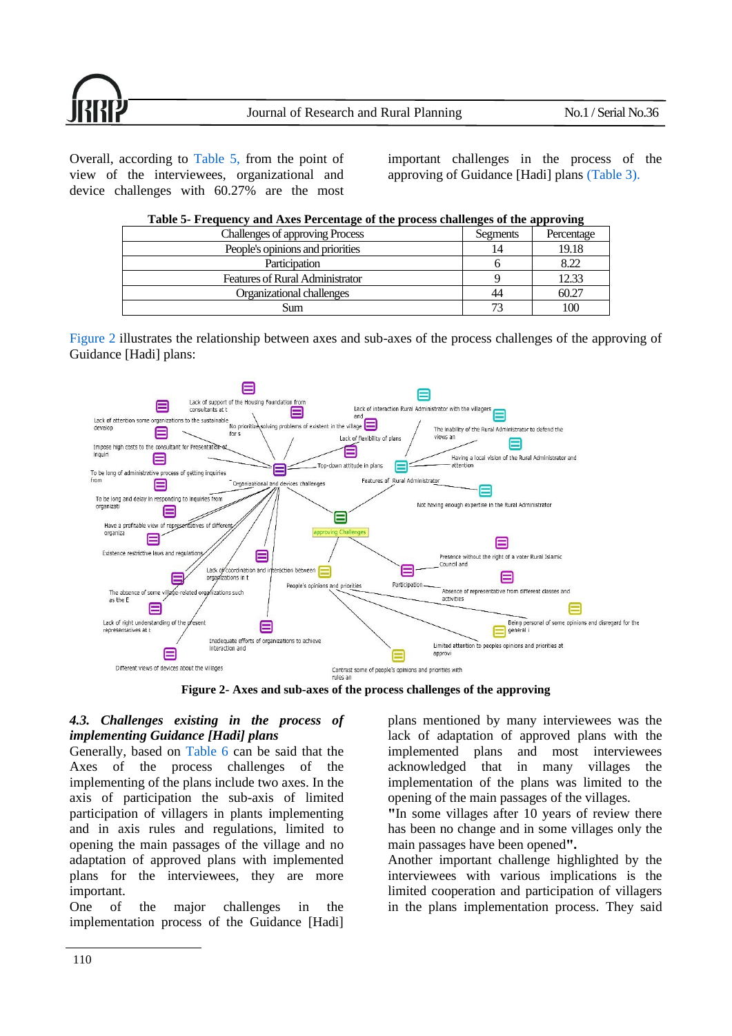Overall, according to Table 5, from the point of view of the interviewees, organizational and device challenges with 60.27% are the most important challenges in the process of the approving of Guidance [Hadi] plans (Table 3).

**Table 5- Frequency and Axes Percentage of the process challenges of the approving**

| Challenges of approving Process | Segments | Percentage |
|---|---|---|
| People's opinions and priorities | 14 | 19.18 |
| Participation | 6 | 8.22 |
| Features of Rural Administrator | 9 | 12.33 |
| Organizational challenges | 44 | 60.27 |
| Sum | 73 | 100 |

Figure 2 illustrates the relationship between axes and sub-axes of the process challenges of the approving of Guidance [Hadi] plans:

**Figure 2- Axes and sub-axes of the process challenges of the approving**

### *4.3. Challenges existing in the process of implementing Guidance [Hadi] plans*

Generally, based on Table 6 can be said that the Axes of the process challenges of the implementing of the plans include two axes. In the axis of participation the sub-axis of limited participation of villagers in plants implementing and in axis rules and regulations, limited to opening the main passages of the village and no adaptation of approved plans with implemented plans for the interviewees, they are more important.

One of the major challenges in the implementation process of the Guidance [Hadi] plans mentioned by many interviewees was the lack of adaptation of approved plans with the implemented plans and most interviewees acknowledged that in many villages the implementation of the plans was limited to the opening of the main passages of the villages.

**"**In some villages after 10 years of review there has been no change and in some villages only the main passages have been opened**".**

Another important challenge highlighted by the interviewees with various implications is the limited cooperation and participation of villagers in the plans implementation process. They said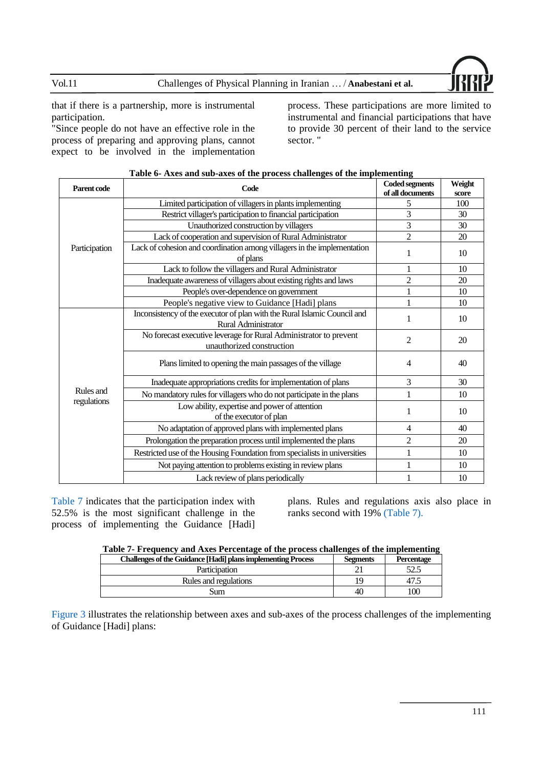that if there is a partnership, more is instrumental participation.

"Since people do not have an effective role in the process of preparing and approving plans, cannot expect to be involved in the implementation process. These participations are more limited to instrumental and financial participations that have to provide 30 percent of their land to the service sector. "

**Table 6- Axes and sub-axes of the process challenges of the implementing**

| Parent code | Code | Coded segments of all documents | Weight score |
|---|---|---|---|
| Participation | Limited participation of villagers in plants implementing | 5 | 100 |
| | Restrict villager's participation to financial participation | 3 | 30 |
| | Unauthorized construction by villagers | 3 | 30 |
| | Lack of cooperation and supervision of Rural Administrator | 2 | 20 |
| | Lack of cohesion and coordination among villagers in the implementation of plans | 1 | 10 |
| | Lack to follow the villagers and Rural Administrator | 1 | 10 |
| | Inadequate awareness of villagers about existing rights and laws | 2 | 20 |
| | People's over-dependence on government | 1 | 10 |
| | People's negative view to Guidance [Hadi] plans | 1 | 10 |
| Rules and regulations | Inconsistency of the executor of plan with the Rural Islamic Council and Rural Administrator | 1 | 10 |
| | No forecast executive leverage for Rural Administrator to prevent unauthorized construction | 2 | 20 |
| | Plans limited to opening the main passages of the village | 4 | 40 |
| | Inadequate appropriations credits for implementation of plans | 3 | 30 |
| | No mandatory rules for villagers who do not participate in the plans | 1 | 10 |
| | Low ability, expertise and power of attention of the executor of plan | 1 | 10 |
| | No adaptation of approved plans with implemented plans | 4 | 40 |
| | Prolongation the preparation process until implemented the plans | 2 | 20 |
| | Restricted use of the Housing Foundation from specialists in universities | 1 | 10 |
| | Not paying attention to problems existing in review plans | 1 | 10 |
| | Lack review of plans periodically | 1 | 10 |

Table 7 indicates that the participation index with 52.5% is the most significant challenge in the process of implementing the Guidance [Hadi] plans. Rules and regulations axis also place in ranks second with 19% (Table 7).

**Table 7- Frequency and Axes Percentage of the process challenges of the implementing**

| Challenges of the Guidance [Hadi] plans implementing Process | Segments | Percentage |
|---|---|---|
| Participation | 21 | 52.5 |
| Rules and regulations | 19 | 47.5 |
| Sum | 40 | 100 |

Figure 3 illustrates the relationship between axes and sub-axes of the process challenges of the implementing of Guidance [Hadi] plans: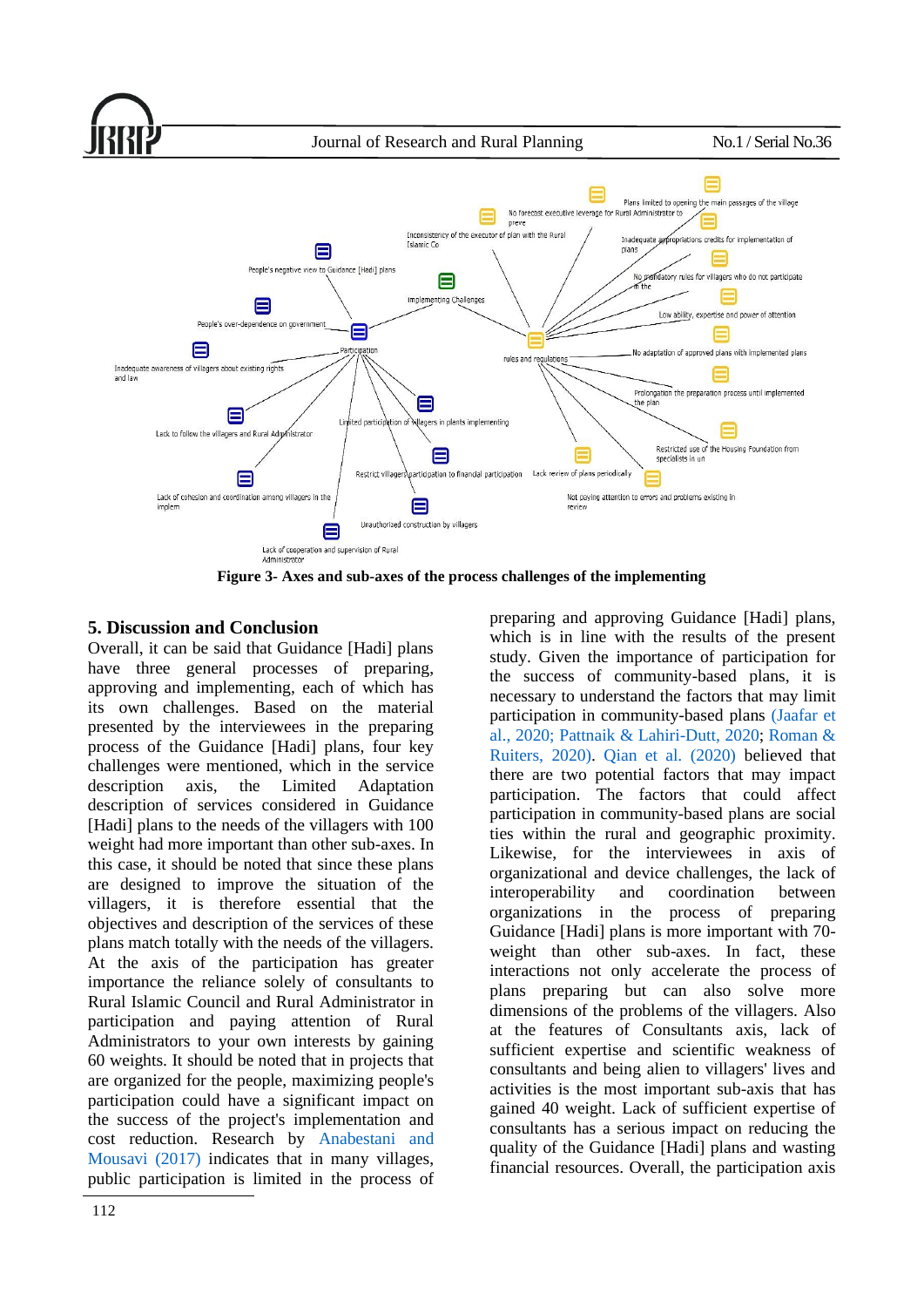**Figure 3- Axes and sub-axes of the process challenges of the implementing**

## 5. Discussion and Conclusion

Overall, it can be said that Guidance [Hadi] plans have three general processes of preparing, approving and implementing, each of which has its own challenges. Based on the material presented by the interviewees in the preparing process of the Guidance [Hadi] plans, four key challenges were mentioned, which in the service description axis, the Limited Adaptation description of services considered in Guidance [Hadi] plans to the needs of the villagers with 100 weight had more important than other sub-axes. In this case, it should be noted that since these plans are designed to improve the situation of the villagers, it is therefore essential that the objectives and description of the services of these plans match totally with the needs of the villagers. At the axis of the participation has greater importance the reliance solely of consultants to Rural Islamic Council and Rural Administrator in participation and paying attention of Rural Administrators to your own interests by gaining 60 weights. It should be noted that in projects that are organized for the people, maximizing people's participation could have a significant impact on the success of the project's implementation and cost reduction. Research by Anabestani and Mousavi (2017) indicates that in many villages, public participation is limited in the process of preparing and approving Guidance [Hadi] plans, which is in line with the results of the present study. Given the importance of participation for the success of community-based plans, it is necessary to understand the factors that may limit participation in community-based plans (Jaafar et al., 2020; Pattnaik & Lahiri-Dutt, 2020; Roman & Ruiters, 2020). Qian et al. (2020) believed that there are two potential factors that may impact participation. The factors that could affect participation in community-based plans are social ties within the rural and geographic proximity. Likewise, for the interviewees in axis of organizational and device challenges, the lack of interoperability and coordination between organizations in the process of preparing Guidance [Hadi] plans is more important with 70-weight than other sub-axes. In fact, these interactions not only accelerate the process of plans preparing but can also solve more dimensions of the problems of the villagers. Also at the features of Consultants axis, lack of sufficient expertise and scientific weakness of consultants and being alien to villagers' lives and activities is the most important sub-axis that has gained 40 weight. Lack of sufficient expertise of consultants has a serious impact on reducing the quality of the Guidance [Hadi] plans and wasting financial resources. Overall, the participation axis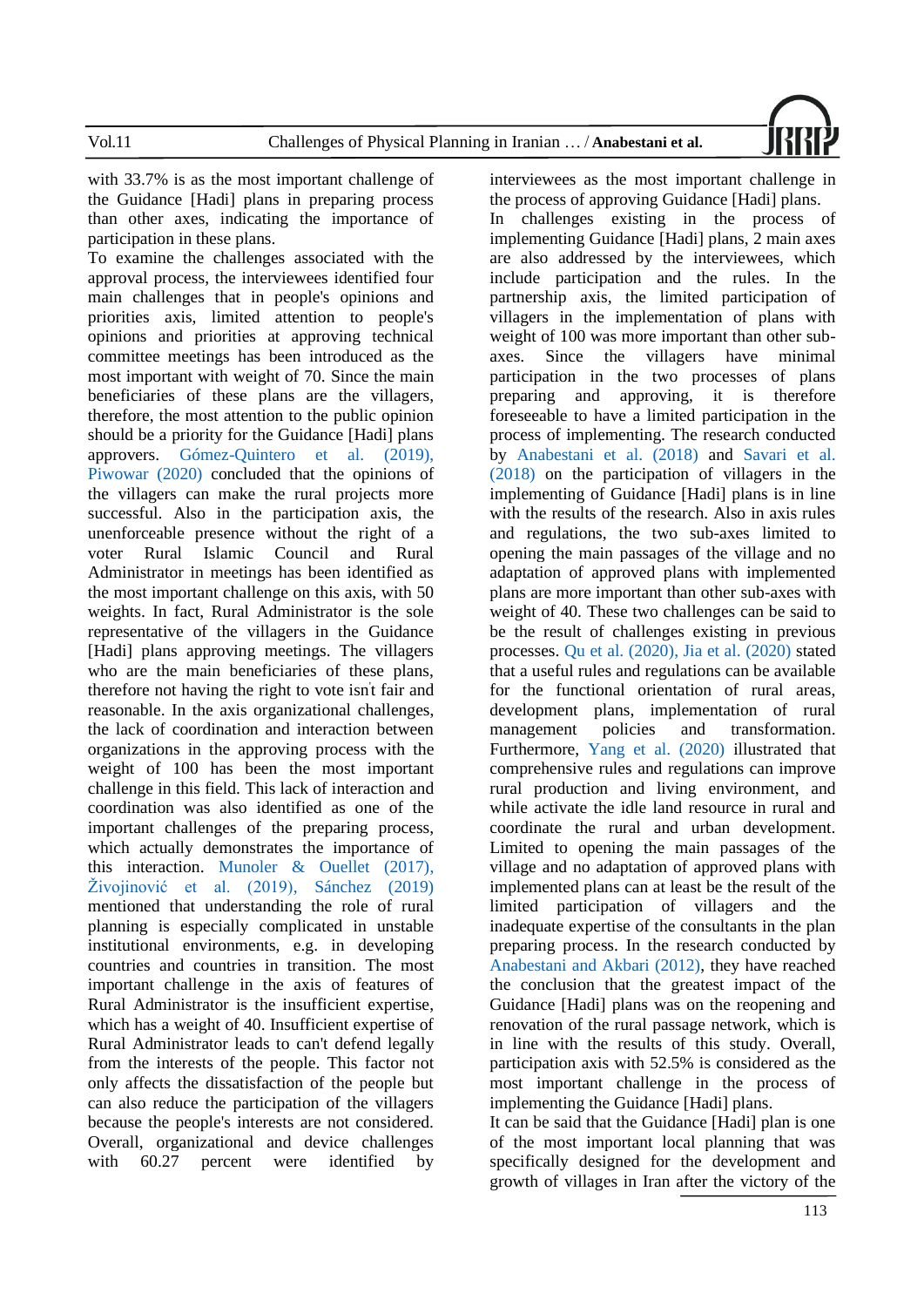with 33.7% is as the most important challenge of the Guidance [Hadi] plans in preparing process than other axes, indicating the importance of participation in these plans.

To examine the challenges associated with the approval process, the interviewees identified four main challenges that in people's opinions and priorities axis, limited attention to people's opinions and priorities at approving technical committee meetings has been introduced as the most important with weight of 70. Since the main beneficiaries of these plans are the villagers, therefore, the most attention to the public opinion should be a priority for the Guidance [Hadi] plans approvers. Gómez-Quintero et al. (2019), Piwowar (2020) concluded that the opinions of the villagers can make the rural projects more successful. Also in the participation axis, the unenforceable presence without the right of a voter Rural Islamic Council and Rural Administrator in meetings has been identified as the most important challenge on this axis, with 50 weights. In fact, Rural Administrator is the sole representative of the villagers in the Guidance [Hadi] plans approving meetings. The villagers who are the main beneficiaries of these plans, therefore not having the right to vote isn̓t fair and reasonable. In the axis organizational challenges, the lack of coordination and interaction between organizations in the approving process with the weight of 100 has been the most important challenge in this field. This lack of interaction and coordination was also identified as one of the important challenges of the preparing process, which actually demonstrates the importance of this interaction. Munoler & Ouellet (2017), Živojinović et al. (2019), Sánchez (2019) mentioned that understanding the role of rural planning is especially complicated in unstable institutional environments, e.g. in developing countries and countries in transition. The most important challenge in the axis of features of Rural Administrator is the insufficient expertise, which has a weight of 40. Insufficient expertise of Rural Administrator leads to can't defend legally from the interests of the people. This factor not only affects the dissatisfaction of the people but can also reduce the participation of the villagers because the people's interests are not considered. Overall, organizational and device challenges with 60.27 percent were identified by interviewees as the most important challenge in the process of approving Guidance [Hadi] plans.

In challenges existing in the process of implementing Guidance [Hadi] plans, 2 main axes are also addressed by the interviewees, which include participation and the rules. In the partnership axis, the limited participation of villagers in the implementation of plans with weight of 100 was more important than other sub-axes. Since the villagers have minimal participation in the two processes of plans preparing and approving, it is therefore foreseeable to have a limited participation in the process of implementing. The research conducted by Anabestani et al. (2018) and Savari et al. (2018) on the participation of villagers in the implementing of Guidance [Hadi] plans is in line with the results of the research. Also in axis rules and regulations, the two sub-axes limited to opening the main passages of the village and no adaptation of approved plans with implemented plans are more important than other sub-axes with weight of 40. These two challenges can be said to be the result of challenges existing in previous processes. Qu et al. (2020), Jia et al. (2020) stated that a useful rules and regulations can be available for the functional orientation of rural areas, development plans, implementation of rural management policies and transformation. Furthermore, Yang et al. (2020) illustrated that comprehensive rules and regulations can improve rural production and living environment, and while activate the idle land resource in rural and coordinate the rural and urban development. Limited to opening the main passages of the village and no adaptation of approved plans with implemented plans can at least be the result of the limited participation of villagers and the inadequate expertise of the consultants in the plan preparing process. In the research conducted by Anabestani and Akbari (2012), they have reached the conclusion that the greatest impact of the Guidance [Hadi] plans was on the reopening and renovation of the rural passage network, which is in line with the results of this study. Overall, participation axis with 52.5% is considered as the most important challenge in the process of implementing the Guidance [Hadi] plans.

It can be said that the Guidance [Hadi] plan is one of the most important local planning that was specifically designed for the development and growth of villages in Iran after the victory of the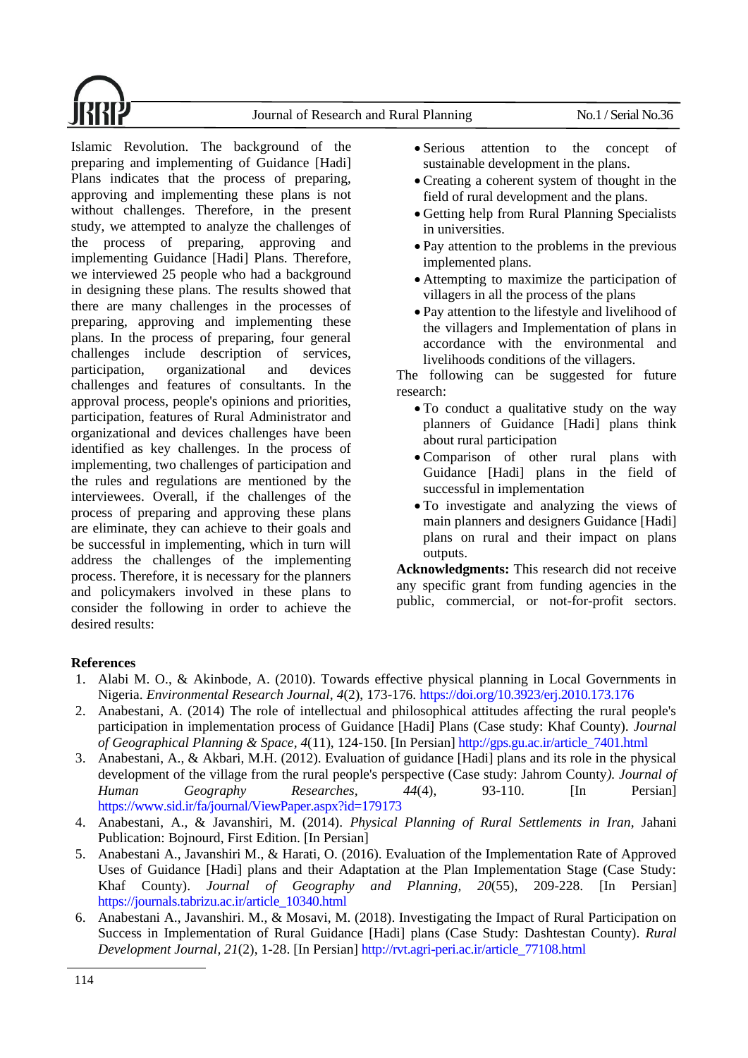Islamic Revolution. The background of the preparing and implementing of Guidance [Hadi] Plans indicates that the process of preparing, approving and implementing these plans is not without challenges. Therefore, in the present study, we attempted to analyze the challenges of the process of preparing, approving and implementing Guidance [Hadi] Plans. Therefore, we interviewed 25 people who had a background in designing these plans. The results showed that there are many challenges in the processes of preparing, approving and implementing these plans. In the process of preparing, four general challenges include description of services, participation, organizational and devices challenges and features of consultants. In the approval process, people's opinions and priorities, participation, features of Rural Administrator and organizational and devices challenges have been identified as key challenges. In the process of implementing, two challenges of participation and the rules and regulations are mentioned by the interviewees. Overall, if the challenges of the process of preparing and approving these plans are eliminate, they can achieve to their goals and be successful in implementing, which in turn will address the challenges of the implementing process. Therefore, it is necessary for the planners and policymakers involved in these plans to consider the following in order to achieve the desired results:

- Serious attention to the concept of sustainable development in the plans.
- Creating a coherent system of thought in the field of rural development and the plans.
- Getting help from Rural Planning Specialists in universities.
- Pay attention to the problems in the previous implemented plans.
- Attempting to maximize the participation of villagers in all the process of the plans
- Pay attention to the lifestyle and livelihood of the villagers and Implementation of plans in accordance with the environmental and livelihoods conditions of the villagers.

The following can be suggested for future research:

- To conduct a qualitative study on the way planners of Guidance [Hadi] plans think about rural participation
- Comparison of other rural plans with Guidance [Hadi] plans in the field of successful in implementation
- To investigate and analyzing the views of main planners and designers Guidance [Hadi] plans on rural and their impact on plans outputs.

**Acknowledgments:** This research did not receive any specific grant from funding agencies in the public, commercial, or not-for-profit sectors.

## References

1. Alabi M. O., & Akinbode, A. (2010). Towards effective physical planning in Local Governments in Nigeria. *Environmental Research Journal, 4*(2), 173-176. https://doi.org/10.3923/erj.2010.173.176
2. Anabestani, A. (2014) The role of intellectual and philosophical attitudes affecting the rural people's participation in implementation process of Guidance [Hadi] Plans (Case study: Khaf County). *Journal of Geographical Planning & Space, 4*(11), 124-150. [In Persian] http://gps.gu.ac.ir/article_7401.html
3. Anabestani, A., & Akbari, M.H. (2012). Evaluation of guidance [Hadi] plans and its role in the physical development of the village from the rural people's perspective (Case study: Jahrom County). *Journal of Human Geography Researches, 44*(4), 93-110. [In Persian] https://www.sid.ir/fa/journal/ViewPaper.aspx?id=179173
4. Anabestani, A., & Javanshiri, M. (2014). *Physical Planning of Rural Settlements in Iran*, Jahani Publication: Bojnourd, First Edition. [In Persian]
5. Anabestani A., Javanshiri M., & Harati, O. (2016). Evaluation of the Implementation Rate of Approved Uses of Guidance [Hadi] plans and their Adaptation at the Plan Implementation Stage (Case Study: Khaf County). *Journal of Geography and Planning, 20*(55), 209-228. [In Persian] https://journals.tabrizu.ac.ir/article_10340.html
6. Anabestani A., Javanshiri. M., & Mosavi, M. (2018). Investigating the Impact of Rural Participation on Success in Implementation of Rural Guidance [Hadi] plans (Case Study: Dashtestan County). *Rural Development Journal, 21*(2), 1-28. [In Persian] http://rvt.agri-peri.ac.ir/article_77108.html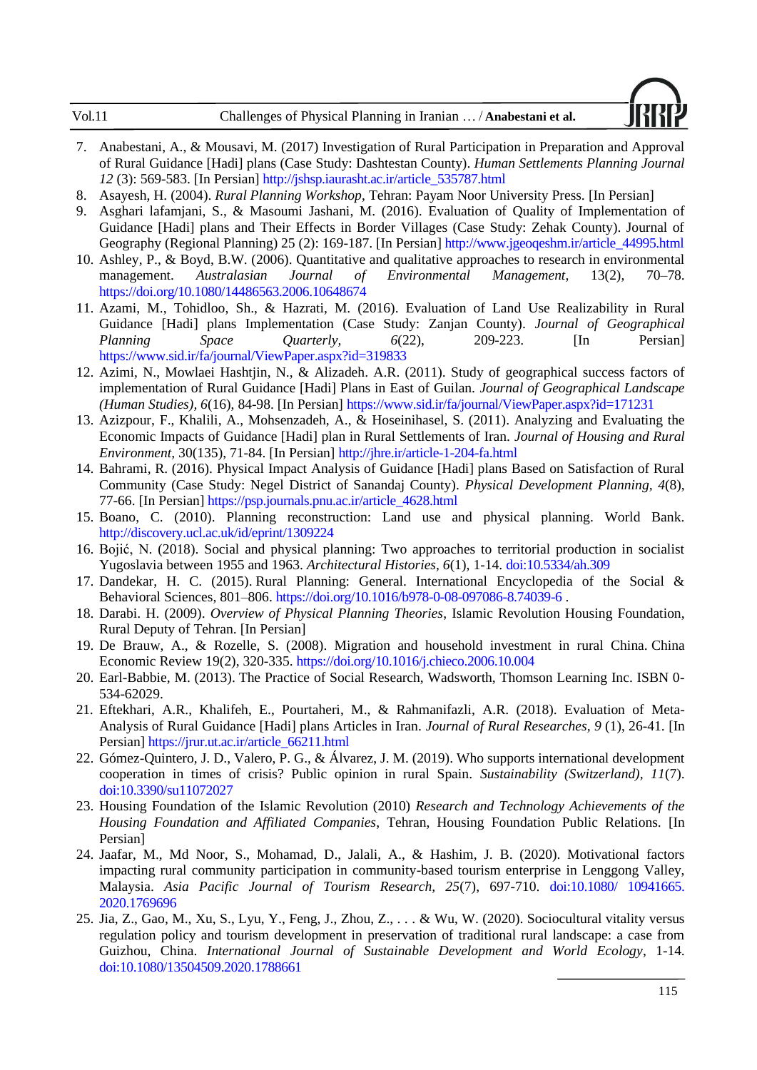7. Anabestani, A., & Mousavi, M. (2017) Investigation of Rural Participation in Preparation and Approval of Rural Guidance [Hadi] plans (Case Study: Dashtestan County). *Human Settlements Planning Journal 12* (3): 569-583. [In Persian] http://jshsp.iaurasht.ac.ir/article_535787.html
8. Asayesh, H. (2004). *Rural Planning Workshop*, Tehran: Payam Noor University Press. [In Persian]
9. Asghari lafamjani, S., & Masoumi Jashani, M. (2016). Evaluation of Quality of Implementation of Guidance [Hadi] plans and Their Effects in Border Villages (Case Study: Zehak County). Journal of Geography (Regional Planning) 25 (2): 169-187. [In Persian] http://www.jgeoqeshm.ir/article_44995.html
10. Ashley, P., & Boyd, B.W. (2006). Quantitative and qualitative approaches to research in environmental management. *Australasian Journal of Environmental Management*, 13(2), 70–78. https://doi.org/10.1080/14486563.2006.10648674
11. Azami, M., Tohidloo, Sh., & Hazrati, M. (2016). Evaluation of Land Use Realizability in Rural Guidance [Hadi] plans Implementation (Case Study: Zanjan County). *Journal of Geographical Planning Space Quarterly*, *6*(22), 209-223. [In Persian] https://www.sid.ir/fa/journal/ViewPaper.aspx?id=319833
12. Azimi, N., Mowlaei Hashtjin, N., & Alizadeh. A.R. (2011). Study of geographical success factors of implementation of Rural Guidance [Hadi] Plans in East of Guilan. *Journal of Geographical Landscape (Human Studies)*, *6*(16), 84-98. [In Persian] https://www.sid.ir/fa/journal/ViewPaper.aspx?id=171231
13. Azizpour, F., Khalili, A., Mohsenzadeh, A., & Hoseinihasel, S. (2011). Analyzing and Evaluating the Economic Impacts of Guidance [Hadi] plan in Rural Settlements of Iran. *Journal of Housing and Rural Environment*, 30(135), 71-84. [In Persian] http://jhre.ir/article-1-204-fa.html
14. Bahrami, R. (2016). Physical Impact Analysis of Guidance [Hadi] plans Based on Satisfaction of Rural Community (Case Study: Negel District of Sanandaj County). *Physical Development Planning, 4*(8), 77-66. [In Persian] https://psp.journals.pnu.ac.ir/article_4628.html
15. Boano, C. (2010). Planning reconstruction: Land use and physical planning. World Bank. http://discovery.ucl.ac.uk/id/eprint/1309224
16. Bojić, N. (2018). Social and physical planning: Two approaches to territorial production in socialist Yugoslavia between 1955 and 1963. *Architectural Histories*, *6*(1), 1-14. doi:10.5334/ah.309
17. Dandekar, H. C. (2015). Rural Planning: General. International Encyclopedia of the Social & Behavioral Sciences, 801–806. https://doi.org/10.1016/b978-0-08-097086-8.74039-6 .
18. Darabi. H. (2009). *Overview of Physical Planning Theories*, Islamic Revolution Housing Foundation, Rural Deputy of Tehran. [In Persian]
19. De Brauw, A., & Rozelle, S. (2008). Migration and household investment in rural China. China Economic Review 19(2), 320-335. https://doi.org/10.1016/j.chieco.2006.10.004
20. Earl-Babbie, M. (2013). The Practice of Social Research, Wadsworth, Thomson Learning Inc. ISBN 0-534-62029.
21. Eftekhari, A.R., Khalifeh, E., Pourtaheri, M., & Rahmanifazli, A.R. (2018). Evaluation of Meta-Analysis of Rural Guidance [Hadi] plans Articles in Iran. *Journal of Rural Researches*, *9* (1), 26-41. [In Persian] https://jrur.ut.ac.ir/article_66211.html
22. Gómez-Quintero, J. D., Valero, P. G., & Álvarez, J. M. (2019). Who supports international development cooperation in times of crisis? Public opinion in rural Spain. *Sustainability (Switzerland)*, *11*(7). doi:10.3390/su11072027
23. Housing Foundation of the Islamic Revolution (2010) *Research and Technology Achievements of the Housing Foundation and Affiliated Companies*, Tehran, Housing Foundation Public Relations. [In Persian]
24. Jaafar, M., Md Noor, S., Mohamad, D., Jalali, A., & Hashim, J. B. (2020). Motivational factors impacting rural community participation in community-based tourism enterprise in Lenggong Valley, Malaysia. *Asia Pacific Journal of Tourism Research*, *25*(7), 697-710. doi:10.1080/ 10941665.2020.1769696
25. Jia, Z., Gao, M., Xu, S., Lyu, Y., Feng, J., Zhou, Z., . . . & Wu, W. (2020). Sociocultural vitality versus regulation policy and tourism development in preservation of traditional rural landscape: a case from Guizhou, China. *International Journal of Sustainable Development and World Ecology*, 1-14. doi:10.1080/13504509.2020.1788661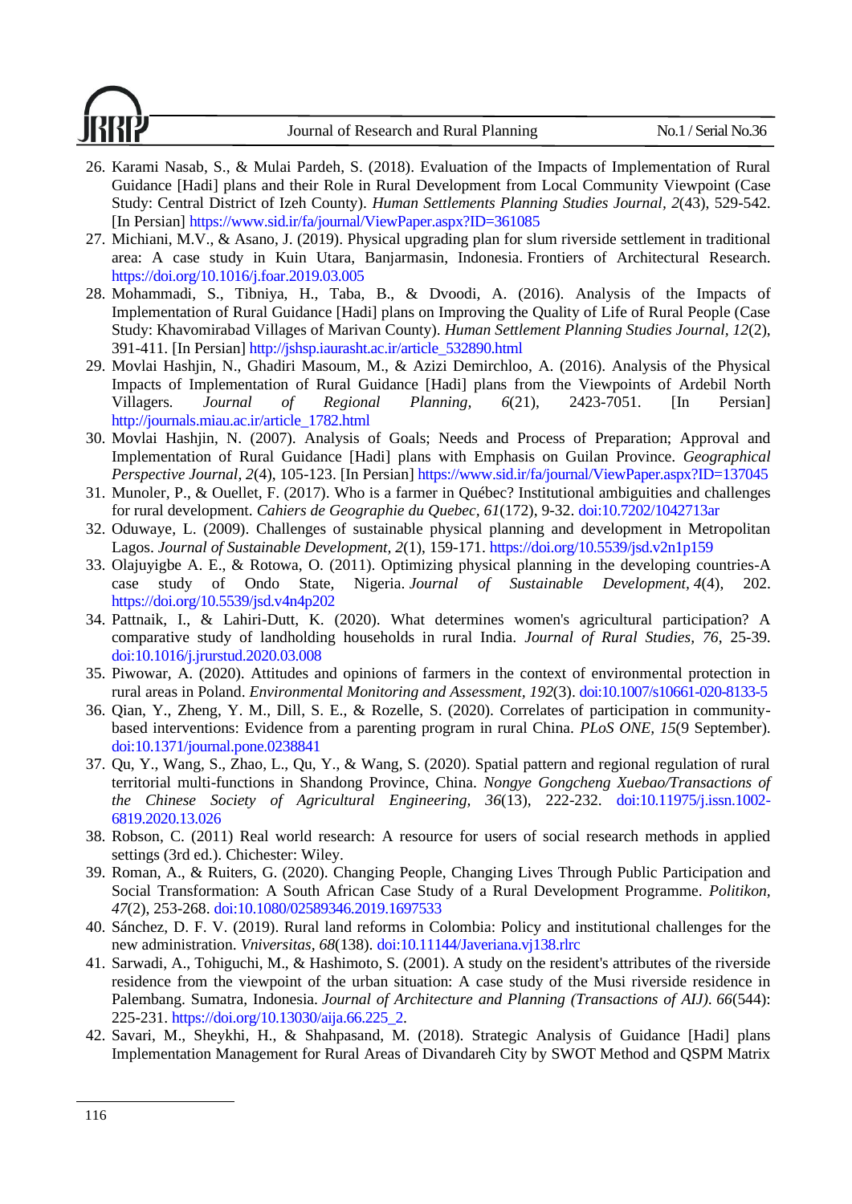26. Karami Nasab, S., & Mulai Pardeh, S. (2018). Evaluation of the Impacts of Implementation of Rural Guidance [Hadi] plans and their Role in Rural Development from Local Community Viewpoint (Case Study: Central District of Izeh County). *Human Settlements Planning Studies Journal, 2*(43), 529-542. [In Persian] https://www.sid.ir/fa/journal/ViewPaper.aspx?ID=361085
27. Michiani, M.V., & Asano, J. (2019). Physical upgrading plan for slum riverside settlement in traditional area: A case study in Kuin Utara, Banjarmasin, Indonesia. Frontiers of Architectural Research. https://doi.org/10.1016/j.foar.2019.03.005
28. Mohammadi, S., Tibniya, H., Taba, B., & Dvoodi, A. (2016). Analysis of the Impacts of Implementation of Rural Guidance [Hadi] plans on Improving the Quality of Life of Rural People (Case Study: Khavomirabad Villages of Marivan County). *Human Settlement Planning Studies Journal, 12*(2), 391-411. [In Persian] http://jshsp.iaurasht.ac.ir/article_532890.html
29. Movlai Hashjin, N., Ghadiri Masoum, M., & Azizi Demirchloo, A. (2016). Analysis of the Physical Impacts of Implementation of Rural Guidance [Hadi] plans from the Viewpoints of Ardebil North Villagers. *Journal of Regional Planning, 6*(21), 2423-7051. [In Persian] http://journals.miau.ac.ir/article_1782.html
30. Movlai Hashjin, N. (2007). Analysis of Goals; Needs and Process of Preparation; Approval and Implementation of Rural Guidance [Hadi] plans with Emphasis on Guilan Province. *Geographical Perspective Journal, 2*(4), 105-123. [In Persian] https://www.sid.ir/fa/journal/ViewPaper.aspx?ID=137045
31. Munoler, P., & Ouellet, F. (2017). Who is a farmer in Québec? Institutional ambiguities and challenges for rural development. *Cahiers de Geographie du Quebec, 61*(172), 9-32. doi:10.7202/1042713ar
32. Oduwaye, L. (2009). Challenges of sustainable physical planning and development in Metropolitan Lagos. *Journal of Sustainable Development, 2*(1), 159-171. https://doi.org/10.5539/jsd.v2n1p159
33. Olajuyigbe A. E., & Rotowa, O. (2011). Optimizing physical planning in the developing countries-A case study of Ondo State, Nigeria. *Journal of Sustainable Development, 4*(4), 202. https://doi.org/10.5539/jsd.v4n4p202
34. Pattnaik, I., & Lahiri-Dutt, K. (2020). What determines women's agricultural participation? A comparative study of landholding households in rural India. *Journal of Rural Studies, 76*, 25-39. doi:10.1016/j.jrurstud.2020.03.008
35. Piwowar, A. (2020). Attitudes and opinions of farmers in the context of environmental protection in rural areas in Poland. *Environmental Monitoring and Assessment, 192*(3). doi:10.1007/s10661-020-8133-5
36. Qian, Y., Zheng, Y. M., Dill, S. E., & Rozelle, S. (2020). Correlates of participation in community-based interventions: Evidence from a parenting program in rural China. *PLoS ONE, 15*(9 September). doi:10.1371/journal.pone.0238841
37. Qu, Y., Wang, S., Zhao, L., Qu, Y., & Wang, S. (2020). Spatial pattern and regional regulation of rural territorial multi-functions in Shandong Province, China. *Nongye Gongcheng Xuebao/Transactions of the Chinese Society of Agricultural Engineering, 36*(13), 222-232. doi:10.11975/j.issn.1002-6819.2020.13.026
38. Robson, C. (2011) Real world research: A resource for users of social research methods in applied settings (3rd ed.). Chichester: Wiley.
39. Roman, A., & Ruiters, G. (2020). Changing People, Changing Lives Through Public Participation and Social Transformation: A South African Case Study of a Rural Development Programme. *Politikon, 47*(2), 253-268. doi:10.1080/02589346.2019.1697533
40. Sánchez, D. F. V. (2019). Rural land reforms in Colombia: Policy and institutional challenges for the new administration. *Vniversitas, 68*(138). doi:10.11144/Javeriana.vj138.rlrc
41. Sarwadi, A., Tohiguchi, M., & Hashimoto, S. (2001). A study on the resident's attributes of the riverside residence from the viewpoint of the urban situation: A case study of the Musi riverside residence in Palembang. Sumatra, Indonesia. *Journal of Architecture and Planning (Transactions of AIJ). 66*(544): 225-231. https://doi.org/10.13030/aija.66.225_2.
42. Savari, M., Sheykhi, H., & Shahpasand, M. (2018). Strategic Analysis of Guidance [Hadi] plans Implementation Management for Rural Areas of Divandareh City by SWOT Method and QSPM Matrix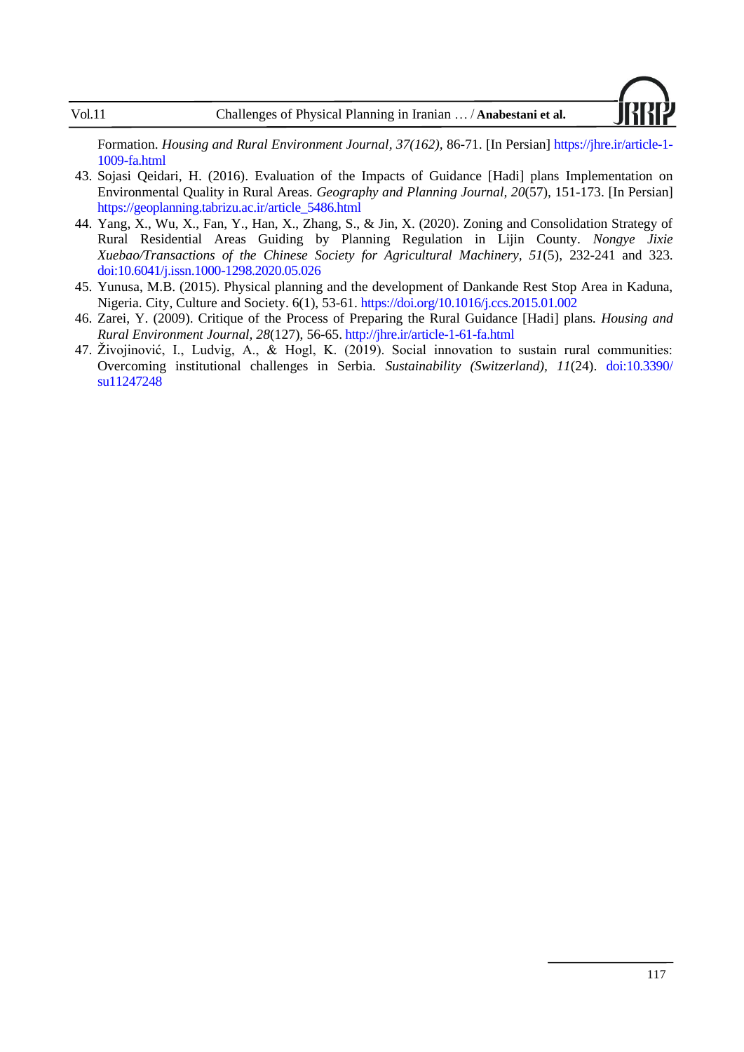Formation. *Housing and Rural Environment Journal*, *37(162)*, 86-71. [In Persian] https://jhre.ir/article-1-1009-fa.html

43. Sojasi Qeidari, H. (2016). Evaluation of the Impacts of Guidance [Hadi] plans Implementation on Environmental Quality in Rural Areas. *Geography and Planning Journal, 20*(57), 151-173. [In Persian] https://geoplanning.tabrizu.ac.ir/article_5486.html
44. Yang, X., Wu, X., Fan, Y., Han, X., Zhang, S., & Jin, X. (2020). Zoning and Consolidation Strategy of Rural Residential Areas Guiding by Planning Regulation in Lijin County. *Nongye Jixie Xuebao/Transactions of the Chinese Society for Agricultural Machinery*, *51*(5), 232-241 and 323. doi:10.6041/j.issn.1000-1298.2020.05.026
45. Yunusa, M.B. (2015). Physical planning and the development of Dankande Rest Stop Area in Kaduna, Nigeria. City, Culture and Society. 6(1), 53-61. https://doi.org/10.1016/j.ccs.2015.01.002
46. Zarei, Y. (2009). Critique of the Process of Preparing the Rural Guidance [Hadi] plans. *Housing and Rural Environment Journal, 28*(127), 56-65. http://jhre.ir/article-1-61-fa.html
47. Živojinović, I., Ludvig, A., & Hogl, K. (2019). Social innovation to sustain rural communities: Overcoming institutional challenges in Serbia. *Sustainability (Switzerland), 11*(24). doi:10.3390/su11247248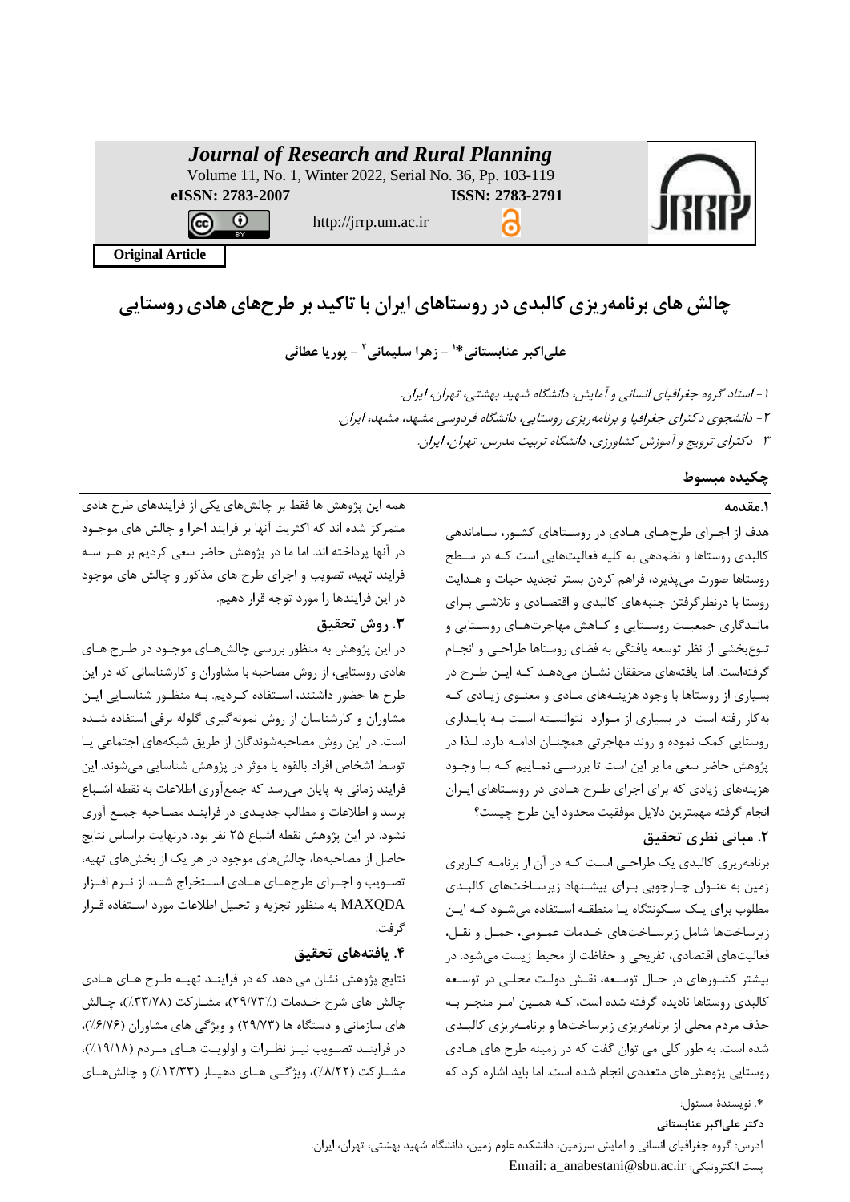**Original Article**

# چالش های برنامه‌ریزی کالبدی در روستاهای ایران با تاکید بر طرح‌های هادی روستایی

**علی‌اکبر عنابستانی*[1] - زهرا سلیمانی[2] - پوریا عطائی**

۱- استاد گروه جغرافیای انسانی و آمایش، دانشگاه شهید بهشتی، تهران، ایران.

۲- دانشجوی دکترای جغرافیا و برنامه‌ریزی روستایی، دانشگاه فردوسی مشهد، مشهد، ایران.

۳- دکترای ترویج و آموزش کشاورزی، دانشگاه تربیت مدرس، تهران، ایران.

## چکیده مبسوط

### ۱.مقدمه

هدف از اجـرای طرح‌هـای هـادی در روسـتاهای کشـور، ساماندهی کالبدی روستاها و نظم‌دهی به کلیه فعالیت‌هایی است کـه در سـطح روستاها صورت می‌پذیرد، فراهم کردن بستر تجدید حیات و هـدایت روستا با درنظرگرفتن جنبه‌های کالبدی و اقتصـادی و تلاشـی بـرای مانـدگاری جمعیـت روسـتایی و کـاهش مهاجرت‌هـای روسـتایی و تنوع‌بخشی از نظر توسعه یافتگی به فضای روستاها طراحـی و انجـام گرفته‌است. اما یافته‌های محققان نشـان می‌دهـد کـه ایـن طـرح در بسیاری از روستاها با وجود هزینـه‌های مـادی و معنـوی زیـادی کـه به‌کار رفته است در بسیاری از مـوارد نتوانسـته اسـت بـه پایـداری روستایی کمک نموده و روند مهاجرتی همچنـان ادامـه دارد. لـذا در پژوهش حاضر سعی ما بر این است تا بررسـی نمـاییم کـه بـا وجـود هزینه‌های زیادی که برای اجرای طـرح هـادی در روسـتاهای ایـران انجام گرفته مهمترین دلایل موفقیت محدود این طرح چیست؟

### ۲. مبانی نظری تحقیق

برنامه‌ریزی کالبدی یک طراحـی اسـت کـه در آن از برنامـه کـاربری زمین به عنـوان چـارچوبی بـرای پیشـنهاد زیرسـاخت‌های کالبـدی مطلوب برای یـک سـکونتگاه یـا منطقـه اسـتفاده می‌شـود کـه ایـن زیرساخت‌ها شامل زیرسـاخت‌های خـدمات عمـومی، حمـل و نقـل، فعالیت‌های اقتصادی، تفریحی و حفاظت از محیط زیسـت می‌شـود. در بیشتر کشـورهای در حـال توسـعه، نقـش دولـت محلـی در توسـعه کالبدی روستاها نادیده گرفته شده است، کـه همـین امـر منجـر بـه حذف مردم محلی از برنامه‌ریزی زیرساخت‌ها و برنامـه‌ریزی کالبـدی شده است. به طور کلی می توان گفت که در زمینه طرح های هـادی روستایی پژوهش‌های متعددی انجام شده است. اما باید اشاره کرد که همه این پژوهش ها فقط بر چالش‌های یکی از فرایندهای طرح هادی متمرکز شده اند که اکثریت آنها بر فرایند اجرا و چالش های موجـود در آنها پرداخته اند. اما ما در پژوهش حاضر سعی کردیم بر هـر سـه فرایند تهیه، تصویب و اجرای طرح های مذکور و چالش های موجود در این فرایندها را مورد توجه قرار دهیم.

### ۳. روش تحقیق

در این پژوهش به منظور بررسی چالش‌های موجـود در طـرح هـای هادی روستایی، از روش مصاحبه با مشاوران و کارشناسانی که در این طرح ها حضور داشتند، اسـتفاده کـردیم. بـه منظـور شناسـایی ایـن مشاوران و کارشناسان از روش نمونه‌گیری گلوله برفی استفاده شـده است. در این روش مصاحبه‌شوندگان از طریق شبکه‌های اجتماعی یـا توسط اشخاص افراد بالقوه یا موثر در پژوهش شناسایی می‌شوند. این فرایند زمانی به پایان می‌رسد که جمع‌آوری اطلاعات به نقطه اشـباع برسد و اطلاعات و مطالب جدیـدی در فراینـد مصـاحبه جمـع آوری نشود. در این پژوهش نقطه اشباع ۲۵ نفر بود. درنهایت براساس نتایج حاصل از مصاحبه‌ها، چالش‌های موجود در هر یک از بخش‌های تهیه، تصـویب و اجـرای طرح‌هـای هـادی اسـتخراج شـد. از نـرم افـزار MAXQDA به منظور تجزیه و تحلیل اطلاعات مورد استفاده قـرار گرفت.

### ۴. یافته‌های تحقیق

نتایج پژوهش نشان می دهد که در فراینـد تهیـه طـرح هـای هـادی چالش های شرح خـدمات (۲۹/۷۳٪)، مشـارکت (۳۳/۷۸٪)، چـالش های سازمانی و دستگاه ها (۲۹/۷۳) و ویژگی های مشاوران (۶/۷۶٪)، در فراینـد تصـویب نیـز نظـرات و اولویـت هـای مـردم (۱۹/۱۸٪)، مشـارکت (۸/۲۲٪)، ویژگـی هـای دهیـار (۱۲/۳۳٪) و چالش‌هـای

*. نویسندهٔ مسئول:

**دکتر علی‌اکبر عنابستانی**

آدرس: گروه جغرافیای انسانی و آمایش سرزمین، دانشکده علوم زمین، دانشگاه شهید بهشتی، تهران، ایران.

پست الکترونیکی: Email: a_anabestani@sbu.ac.ir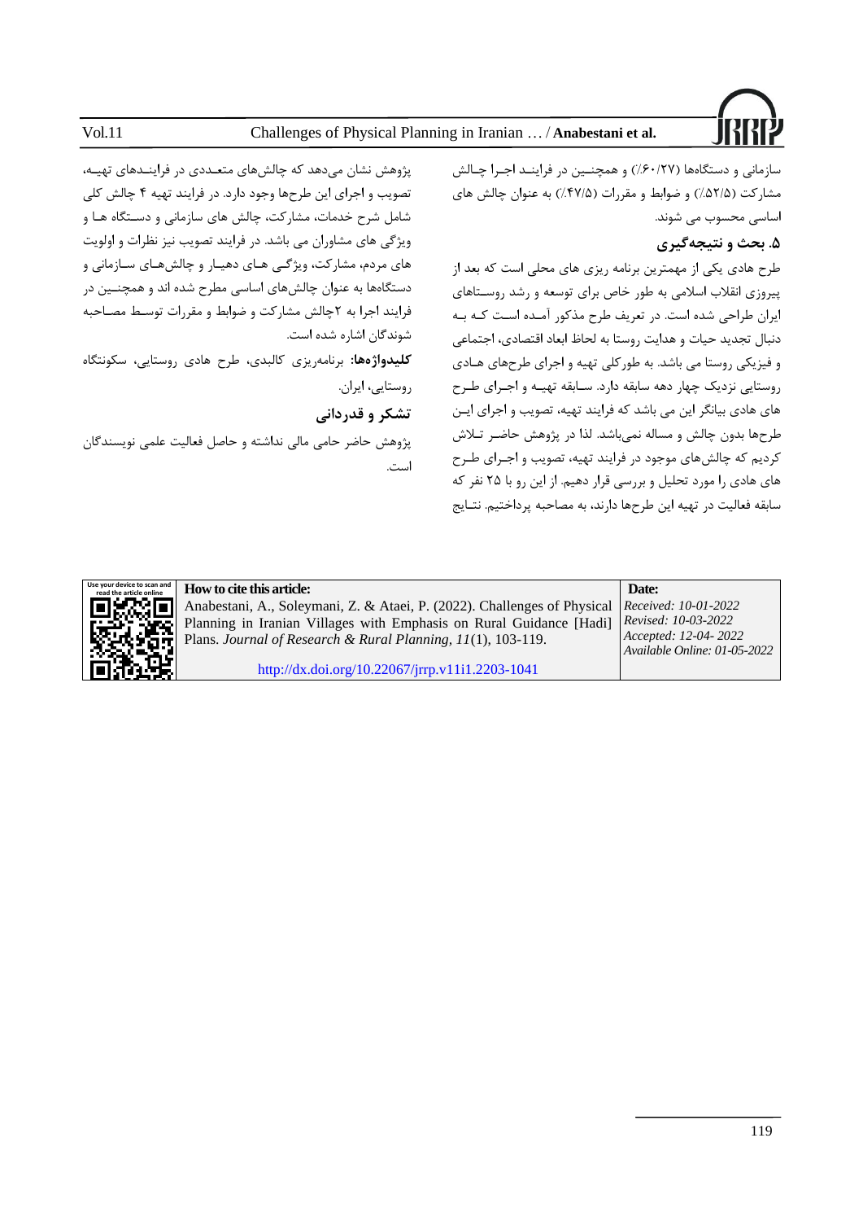سازمانی و دستگاه‌ها (۶۰/۲۷٪) و همچنین در فرایند اجرا چالش مشارکت (۵۲/۵٪) و ضوابط و مقررات (۴۷/۵٪) به عنوان چالش های اساسی محسوب می شوند.

### ۵. بحث و نتیجه‌گیری

طرح هادی یکی از مهمترین برنامه ریزی های محلی است که بعد از پیروزی انقلاب اسلامی به طور خاص برای توسعه و رشد روستاهای ایران طراحی شده است. در تعریف طرح مذکور آمده است که به دنبال تجدید حیات و هدایت روستا به لحاظ ابعاد اقتصادی، اجتماعی و فیزیکی روستا می باشد. به طورکلی تهیه و اجرای طرح‌های هادی روستایی نزدیک چهار دهه سابقه دارد. سابقه تهیه و اجرای طرح های هادی بیانگر این می باشد که فرایند تهیه، تصویب و اجرای این طرح‌ها بدون چالش و مساله نمی‌باشد. لذا در پژوهش حاضر تلاش کردیم که چالش‌های موجود در فرایند تهیه، تصویب و اجرای طرح های هادی را مورد تحلیل و بررسی قرار دهیم. از این رو با ۲۵ نفر که سابقه فعالیت در تهیه این طرح‌ها دارند، به مصاحبه پرداختیم. نتایج پژوهش نشان می‌دهد که چالش‌های متعددی در فرایندهای تهیه، تصویب و اجرای این طرح‌ها وجود دارد. در فرایند تهیه ۴ چالش کلی شامل شرح خدمات، مشارکت، چالش های سازمانی و دستگاه ها و ویژگی های مشاوران می باشد. در فرایند تصویب نیز نظرات و اولویت های مردم، مشارکت، ویژگی های دهیار و چالش‌های سازمانی و دستگاه‌ها به عنوان چالش‌های اساسی مطرح شده اند و همچنین در فرایند اجرا به ۲چالش مشارکت و ضوابط و مقررات توسط مصاحبه شوندگان اشاره شده است.

**کلیدواژه‌ها:** برنامه‌ریزی کالبدی، طرح هادی روستایی، سکونتگاه روستایی، ایران.

### تشکر و قدردانی

پژوهش حاضر حامی مالی نداشته و حاصل فعالیت علمی نویسندگان است.

| Use your device to scan and read the article online | How to cite this article: | Date: |
|---|---|---|
| | Anabestani, A., Soleymani, Z. & Ataei, P. (2022). Challenges of Physical Planning in Iranian Villages with Emphasis on Rural Guidance [Hadi] Plans. *Journal of Research & Rural Planning, 11*(1), 103-119. http://dx.doi.org/10.22067/jrrp.v11i1.2203-1041 | *Received: 10-01-2022* *Revised: 10-03-2022* *Accepted: 12-04- 2022* *Available Online: 01-05-2022* |